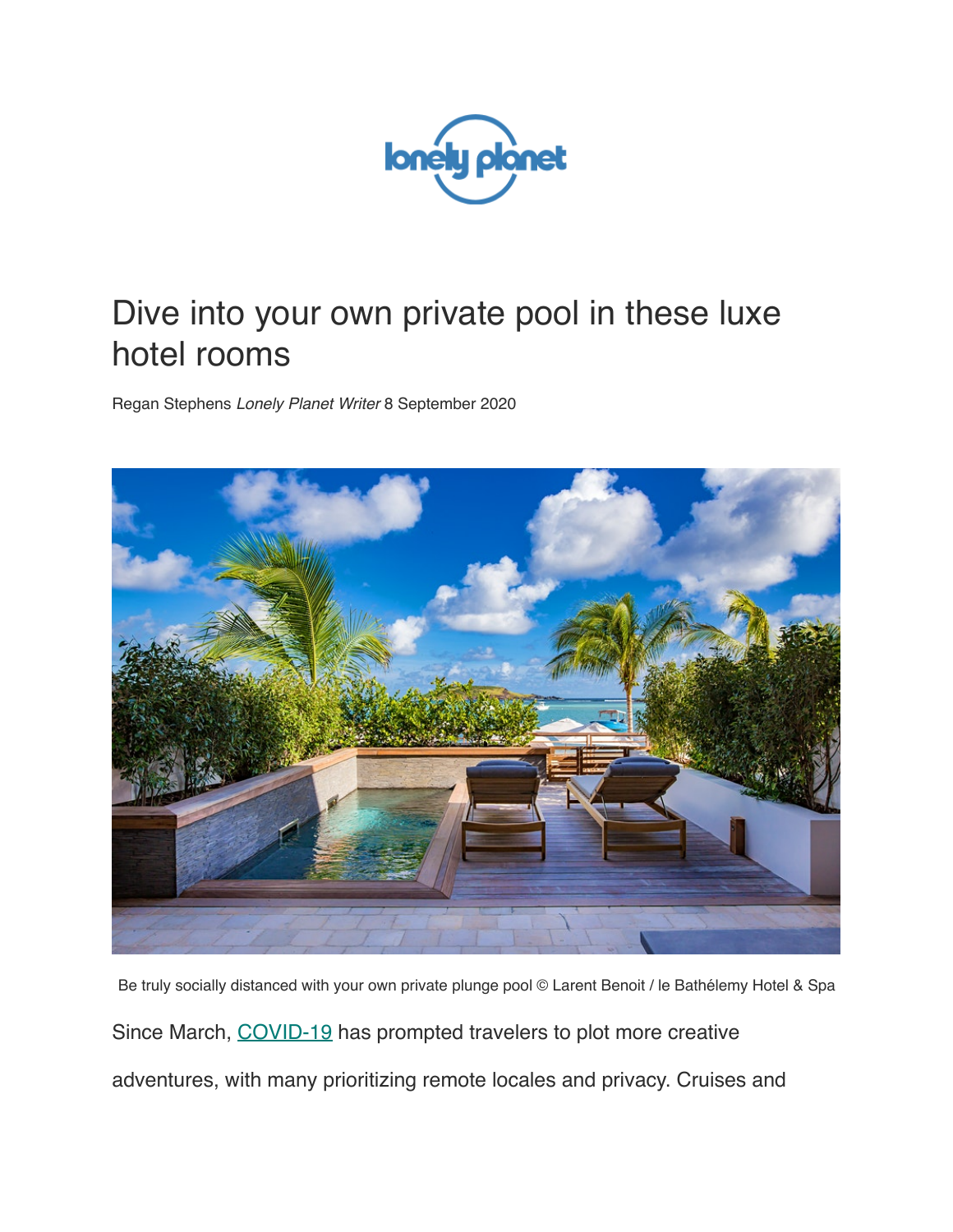lonely planet

# Dive into your own private pool in these luxe hotel rooms

Regan Stephens *Lonely Planet Writer* 8 September 2020

Be truly socially distanced with your own private plunge pool © Larent Benoit / le Bathélemy Hotel & Spa

Since March, COVID-19 has prompted travelers to plot more creative adventures, with many prioritizing remote locales and privacy. Cruises and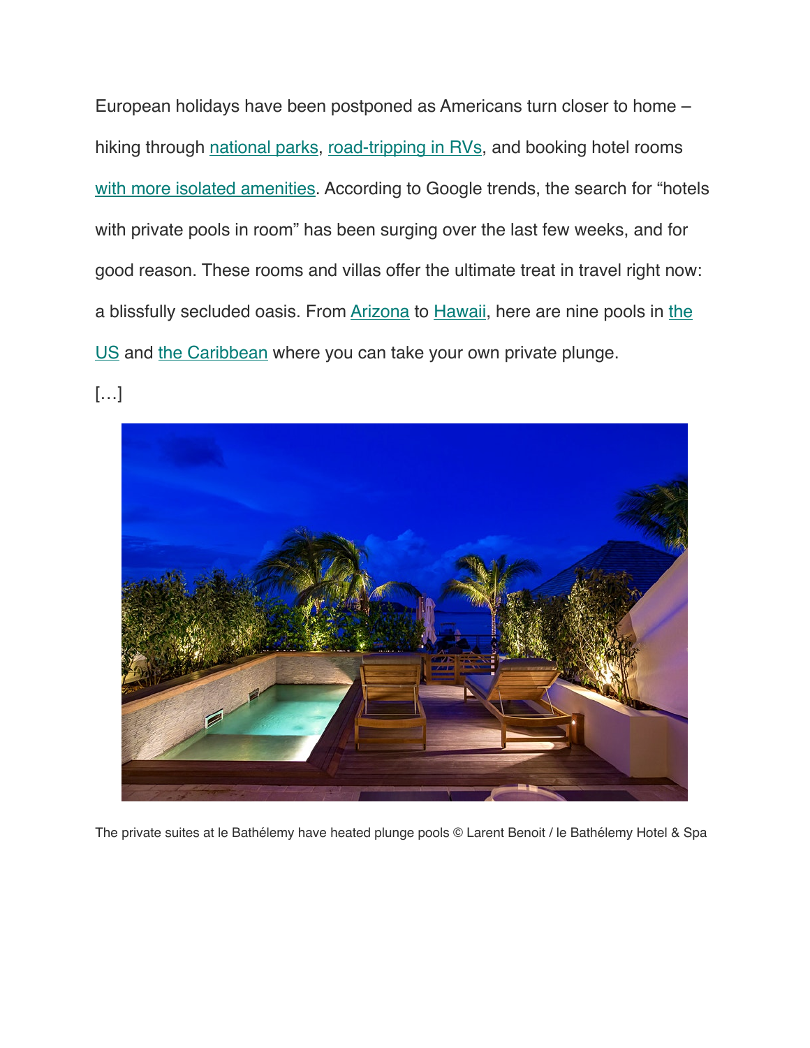European holidays have been postponed as Americans turn closer to home – hiking through national parks, road-tripping in RVs, and booking hotel rooms with more isolated amenities. According to Google trends, the search for "hotels with private pools in room" has been surging over the last few weeks, and for good reason. These rooms and villas offer the ultimate treat in travel right now: a blissfully secluded oasis. From Arizona to Hawaii, here are nine pools in the US and the Caribbean where you can take your own private plunge.

[…]

The private suites at le Bathélemy have heated plunge pools © Larent Benoit / le Bathélemy Hotel & Spa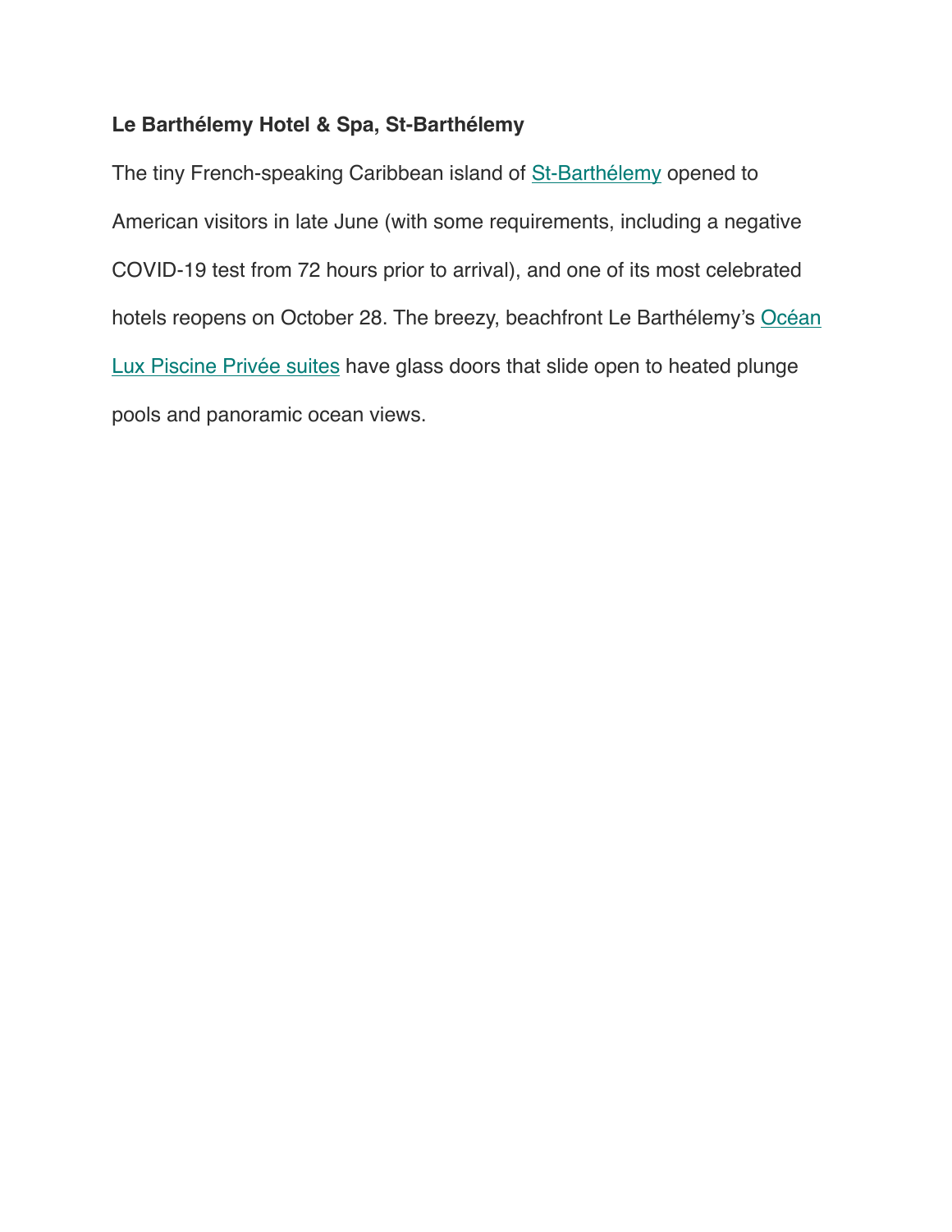**Le Barthélemy Hotel & Spa, St-Barthélemy**

The tiny French-speaking Caribbean island of St-Barthélemy opened to American visitors in late June (with some requirements, including a negative COVID-19 test from 72 hours prior to arrival), and one of its most celebrated hotels reopens on October 28. The breezy, beachfront Le Barthélemy's Océan Lux Piscine Privée suites have glass doors that slide open to heated plunge pools and panoramic ocean views.